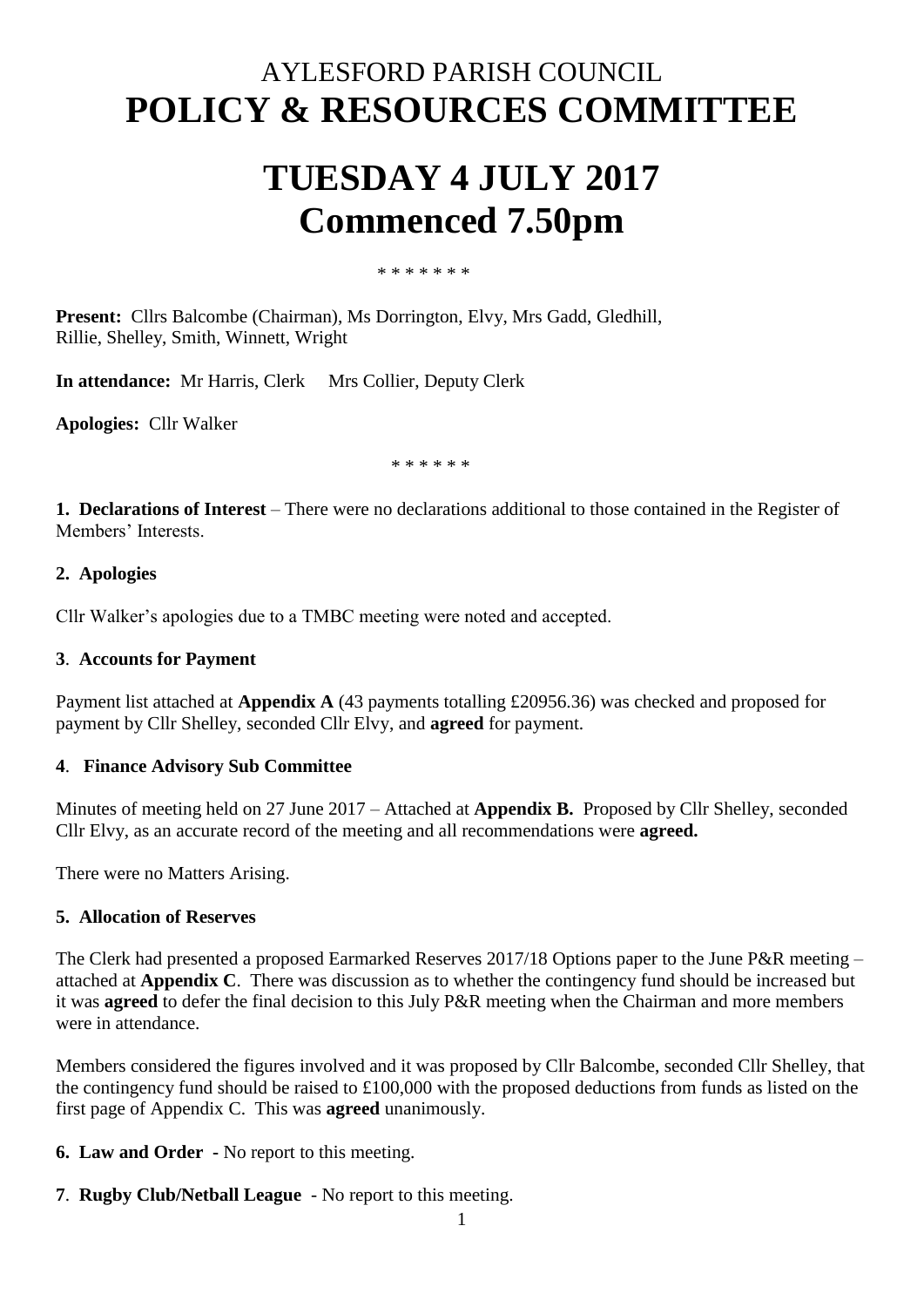# AYLESFORD PARISH COUNCIL
# POLICY & RESOURCES COMMITTEE

# TUESDAY 4 JULY 2017
# Commenced 7.50pm

\* \* \* \* \* \* \*

**Present:** Cllrs Balcombe (Chairman), Ms Dorrington, Elvy, Mrs Gadd, Gledhill, Rillie, Shelley, Smith, Winnett, Wright

**In attendance:** Mr Harris, Clerk   Mrs Collier, Deputy Clerk

**Apologies:** Cllr Walker

\* \* \* \* \* \*

**1. Declarations of Interest** – There were no declarations additional to those contained in the Register of Members' Interests.

**2. Apologies**

Cllr Walker's apologies due to a TMBC meeting were noted and accepted.

**3. Accounts for Payment**

Payment list attached at **Appendix A** (43 payments totalling £20956.36) was checked and proposed for payment by Cllr Shelley, seconded Cllr Elvy, and **agreed** for payment.

**4. Finance Advisory Sub Committee**

Minutes of meeting held on 27 June 2017 – Attached at **Appendix B.** Proposed by Cllr Shelley, seconded Cllr Elvy, as an accurate record of the meeting and all recommendations were **agreed.**

There were no Matters Arising.

**5. Allocation of Reserves**

The Clerk had presented a proposed Earmarked Reserves 2017/18 Options paper to the June P&R meeting – attached at **Appendix C**. There was discussion as to whether the contingency fund should be increased but it was **agreed** to defer the final decision to this July P&R meeting when the Chairman and more members were in attendance.

Members considered the figures involved and it was proposed by Cllr Balcombe, seconded Cllr Shelley, that the contingency fund should be raised to £100,000 with the proposed deductions from funds as listed on the first page of Appendix C. This was **agreed** unanimously.

**6. Law and Order** - No report to this meeting.

**7. Rugby Club/Netball League** - No report to this meeting.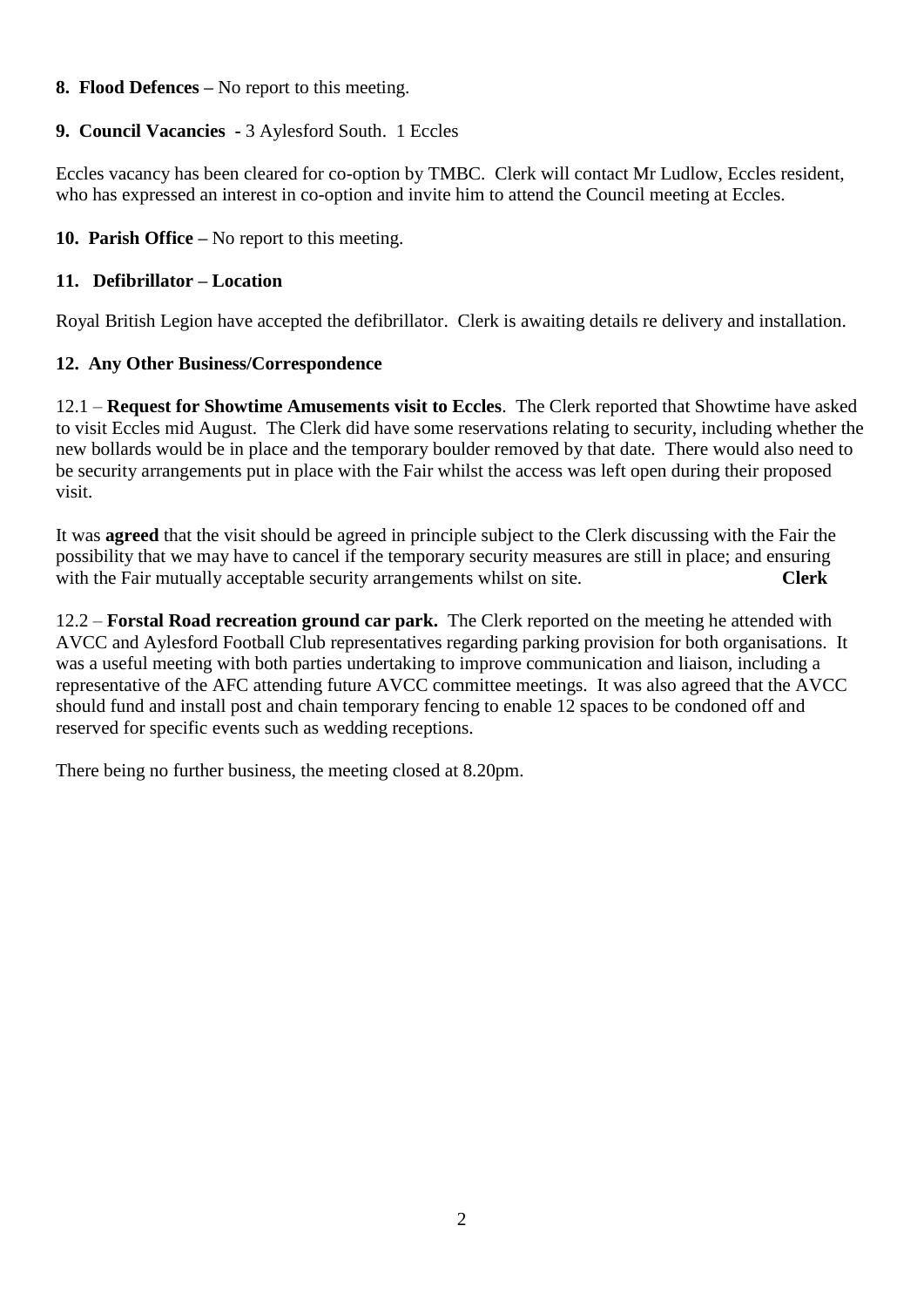**8. Flood Defences –** No report to this meeting.

**9. Council Vacancies -** 3 Aylesford South. 1 Eccles

Eccles vacancy has been cleared for co-option by TMBC. Clerk will contact Mr Ludlow, Eccles resident, who has expressed an interest in co-option and invite him to attend the Council meeting at Eccles.

**10. Parish Office –** No report to this meeting.

**11. Defibrillator – Location**

Royal British Legion have accepted the defibrillator. Clerk is awaiting details re delivery and installation.

**12. Any Other Business/Correspondence**

12.1 – **Request for Showtime Amusements visit to Eccles**. The Clerk reported that Showtime have asked to visit Eccles mid August. The Clerk did have some reservations relating to security, including whether the new bollards would be in place and the temporary boulder removed by that date. There would also need to be security arrangements put in place with the Fair whilst the access was left open during their proposed visit.

It was **agreed** that the visit should be agreed in principle subject to the Clerk discussing with the Fair the possibility that we may have to cancel if the temporary security measures are still in place; and ensuring with the Fair mutually acceptable security arrangements whilst on site. **Clerk**

12.2 – **Forstal Road recreation ground car park.** The Clerk reported on the meeting he attended with AVCC and Aylesford Football Club representatives regarding parking provision for both organisations. It was a useful meeting with both parties undertaking to improve communication and liaison, including a representative of the AFC attending future AVCC committee meetings. It was also agreed that the AVCC should fund and install post and chain temporary fencing to enable 12 spaces to be condoned off and reserved for specific events such as wedding receptions.

There being no further business, the meeting closed at 8.20pm.